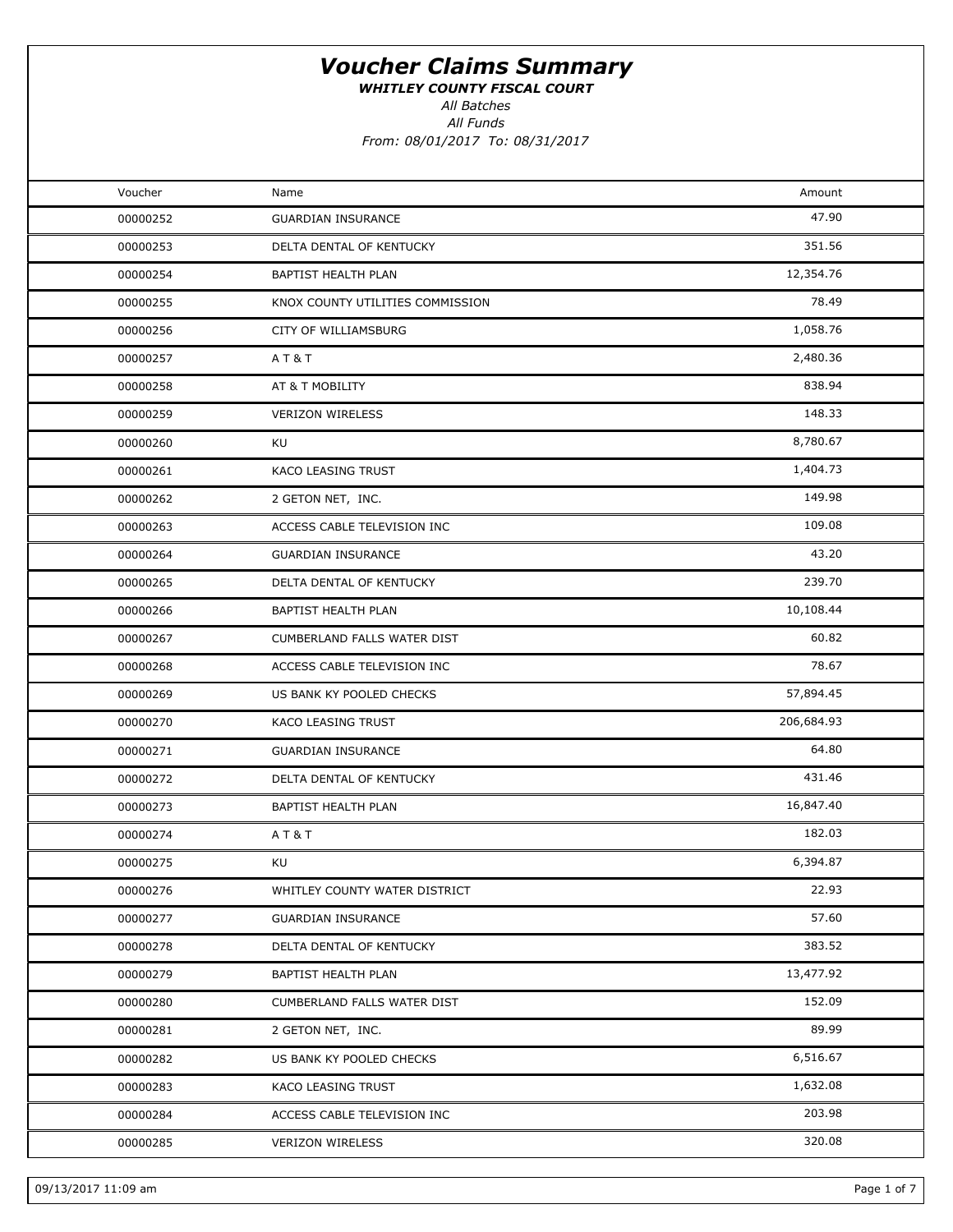# *Voucher Claims Summary*

***WHITLEY COUNTY FISCAL COURT***

*All Batches*

*All Funds*

*From: 08/01/2017 To: 08/31/2017*

| Voucher | Name | Amount |
|---|---|---|
| 00000252 | GUARDIAN INSURANCE | 47.90 |
| 00000253 | DELTA DENTAL OF KENTUCKY | 351.56 |
| 00000254 | BAPTIST HEALTH PLAN | 12,354.76 |
| 00000255 | KNOX COUNTY UTILITIES COMMISSION | 78.49 |
| 00000256 | CITY OF WILLIAMSBURG | 1,058.76 |
| 00000257 | A T & T | 2,480.36 |
| 00000258 | AT & T MOBILITY | 838.94 |
| 00000259 | VERIZON WIRELESS | 148.33 |
| 00000260 | KU | 8,780.67 |
| 00000261 | KACO LEASING TRUST | 1,404.73 |
| 00000262 | 2 GETON NET, INC. | 149.98 |
| 00000263 | ACCESS CABLE TELEVISION INC | 109.08 |
| 00000264 | GUARDIAN INSURANCE | 43.20 |
| 00000265 | DELTA DENTAL OF KENTUCKY | 239.70 |
| 00000266 | BAPTIST HEALTH PLAN | 10,108.44 |
| 00000267 | CUMBERLAND FALLS WATER DIST | 60.82 |
| 00000268 | ACCESS CABLE TELEVISION INC | 78.67 |
| 00000269 | US BANK KY POOLED CHECKS | 57,894.45 |
| 00000270 | KACO LEASING TRUST | 206,684.93 |
| 00000271 | GUARDIAN INSURANCE | 64.80 |
| 00000272 | DELTA DENTAL OF KENTUCKY | 431.46 |
| 00000273 | BAPTIST HEALTH PLAN | 16,847.40 |
| 00000274 | A T & T | 182.03 |
| 00000275 | KU | 6,394.87 |
| 00000276 | WHITLEY COUNTY WATER DISTRICT | 22.93 |
| 00000277 | GUARDIAN INSURANCE | 57.60 |
| 00000278 | DELTA DENTAL OF KENTUCKY | 383.52 |
| 00000279 | BAPTIST HEALTH PLAN | 13,477.92 |
| 00000280 | CUMBERLAND FALLS WATER DIST | 152.09 |
| 00000281 | 2 GETON NET, INC. | 89.99 |
| 00000282 | US BANK KY POOLED CHECKS | 6,516.67 |
| 00000283 | KACO LEASING TRUST | 1,632.08 |
| 00000284 | ACCESS CABLE TELEVISION INC | 203.98 |
| 00000285 | VERIZON WIRELESS | 320.08 |

09/13/2017 11:09 am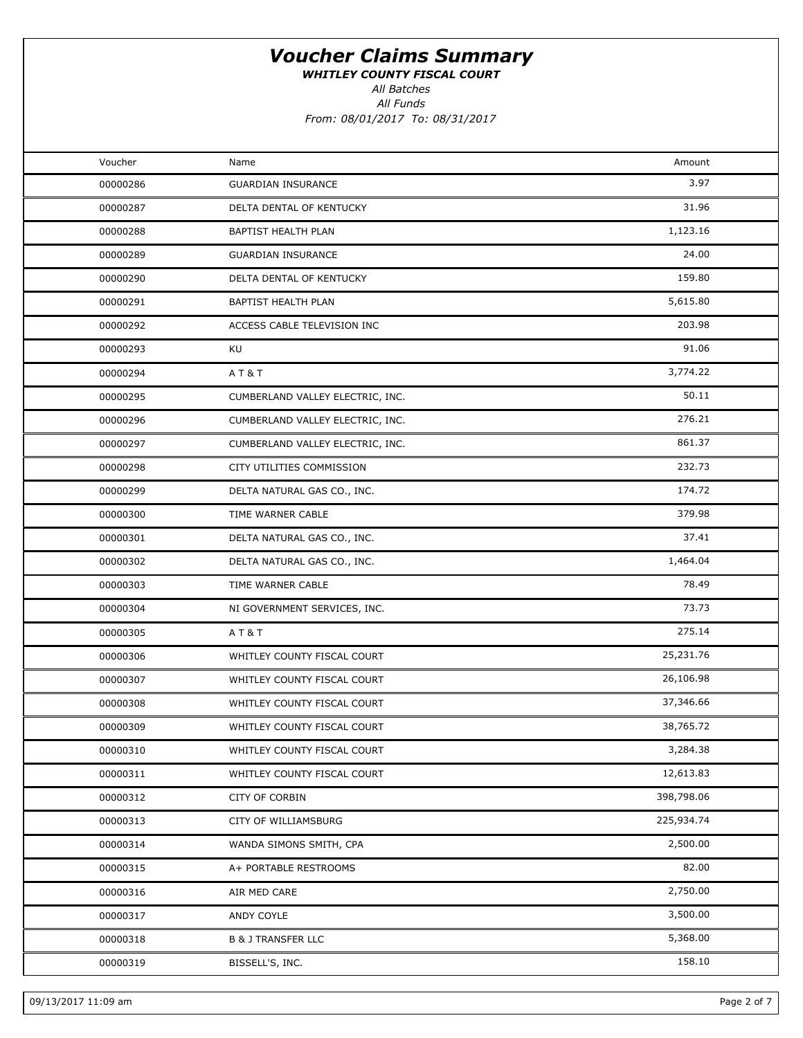# Voucher Claims Summary

***WHITLEY COUNTY FISCAL COURT***

*All Batches*

*All Funds*

*From: 08/01/2017 To: 08/31/2017*

| Voucher | Name | Amount |
|---|---|---|
| 00000286 | GUARDIAN INSURANCE | 3.97 |
| 00000287 | DELTA DENTAL OF KENTUCKY | 31.96 |
| 00000288 | BAPTIST HEALTH PLAN | 1,123.16 |
| 00000289 | GUARDIAN INSURANCE | 24.00 |
| 00000290 | DELTA DENTAL OF KENTUCKY | 159.80 |
| 00000291 | BAPTIST HEALTH PLAN | 5,615.80 |
| 00000292 | ACCESS CABLE TELEVISION INC | 203.98 |
| 00000293 | KU | 91.06 |
| 00000294 | A T & T | 3,774.22 |
| 00000295 | CUMBERLAND VALLEY ELECTRIC, INC. | 50.11 |
| 00000296 | CUMBERLAND VALLEY ELECTRIC, INC. | 276.21 |
| 00000297 | CUMBERLAND VALLEY ELECTRIC, INC. | 861.37 |
| 00000298 | CITY UTILITIES COMMISSION | 232.73 |
| 00000299 | DELTA NATURAL GAS CO., INC. | 174.72 |
| 00000300 | TIME WARNER CABLE | 379.98 |
| 00000301 | DELTA NATURAL GAS CO., INC. | 37.41 |
| 00000302 | DELTA NATURAL GAS CO., INC. | 1,464.04 |
| 00000303 | TIME WARNER CABLE | 78.49 |
| 00000304 | NI GOVERNMENT SERVICES, INC. | 73.73 |
| 00000305 | A T & T | 275.14 |
| 00000306 | WHITLEY COUNTY FISCAL COURT | 25,231.76 |
| 00000307 | WHITLEY COUNTY FISCAL COURT | 26,106.98 |
| 00000308 | WHITLEY COUNTY FISCAL COURT | 37,346.66 |
| 00000309 | WHITLEY COUNTY FISCAL COURT | 38,765.72 |
| 00000310 | WHITLEY COUNTY FISCAL COURT | 3,284.38 |
| 00000311 | WHITLEY COUNTY FISCAL COURT | 12,613.83 |
| 00000312 | CITY OF CORBIN | 398,798.06 |
| 00000313 | CITY OF WILLIAMSBURG | 225,934.74 |
| 00000314 | WANDA SIMONS SMITH, CPA | 2,500.00 |
| 00000315 | A+ PORTABLE RESTROOMS | 82.00 |
| 00000316 | AIR MED CARE | 2,750.00 |
| 00000317 | ANDY COYLE | 3,500.00 |
| 00000318 | B & J TRANSFER LLC | 5,368.00 |
| 00000319 | BISSELL'S, INC. | 158.10 |

09/13/2017 11:09 am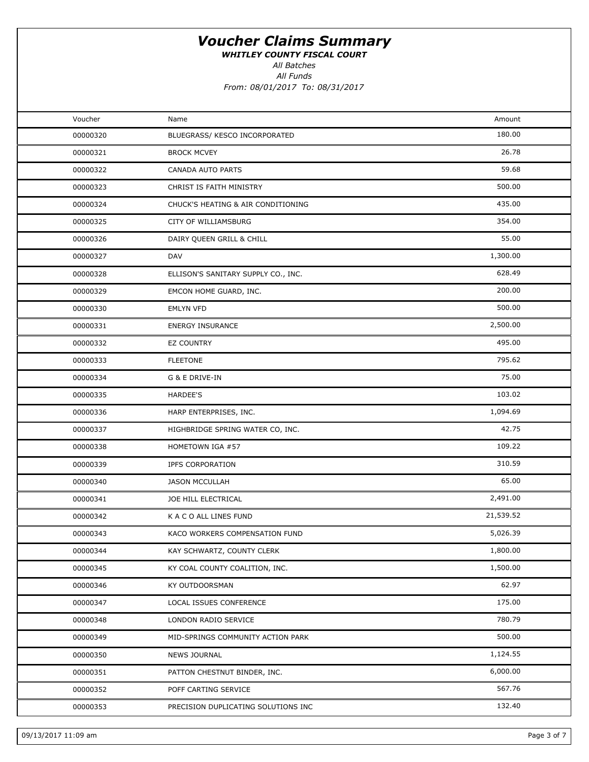# Voucher Claims Summary

***WHITLEY COUNTY FISCAL COURT***

*All Batches*

*All Funds*

*From: 08/01/2017 To: 08/31/2017*

| Voucher | Name | Amount |
|---|---|---|
| 00000320 | BLUEGRASS/ KESCO INCORPORATED | 180.00 |
| 00000321 | BROCK MCVEY | 26.78 |
| 00000322 | CANADA AUTO PARTS | 59.68 |
| 00000323 | CHRIST IS FAITH MINISTRY | 500.00 |
| 00000324 | CHUCK'S HEATING & AIR CONDITIONING | 435.00 |
| 00000325 | CITY OF WILLIAMSBURG | 354.00 |
| 00000326 | DAIRY QUEEN GRILL & CHILL | 55.00 |
| 00000327 | DAV | 1,300.00 |
| 00000328 | ELLISON'S SANITARY SUPPLY CO., INC. | 628.49 |
| 00000329 | EMCON HOME GUARD, INC. | 200.00 |
| 00000330 | EMLYN VFD | 500.00 |
| 00000331 | ENERGY INSURANCE | 2,500.00 |
| 00000332 | EZ COUNTRY | 495.00 |
| 00000333 | FLEETONE | 795.62 |
| 00000334 | G & E DRIVE-IN | 75.00 |
| 00000335 | HARDEE'S | 103.02 |
| 00000336 | HARP ENTERPRISES, INC. | 1,094.69 |
| 00000337 | HIGHBRIDGE SPRING WATER CO, INC. | 42.75 |
| 00000338 | HOMETOWN IGA #57 | 109.22 |
| 00000339 | IPFS CORPORATION | 310.59 |
| 00000340 | JASON MCCULLAH | 65.00 |
| 00000341 | JOE HILL ELECTRICAL | 2,491.00 |
| 00000342 | K A C O ALL LINES FUND | 21,539.52 |
| 00000343 | KACO WORKERS COMPENSATION FUND | 5,026.39 |
| 00000344 | KAY SCHWARTZ, COUNTY CLERK | 1,800.00 |
| 00000345 | KY COAL COUNTY COALITION, INC. | 1,500.00 |
| 00000346 | KY OUTDOORSMAN | 62.97 |
| 00000347 | LOCAL ISSUES CONFERENCE | 175.00 |
| 00000348 | LONDON RADIO SERVICE | 780.79 |
| 00000349 | MID-SPRINGS COMMUNITY ACTION PARK | 500.00 |
| 00000350 | NEWS JOURNAL | 1,124.55 |
| 00000351 | PATTON CHESTNUT BINDER, INC. | 6,000.00 |
| 00000352 | POFF CARTING SERVICE | 567.76 |
| 00000353 | PRECISION DUPLICATING SOLUTIONS INC | 132.40 |

09/13/2017 11:09 am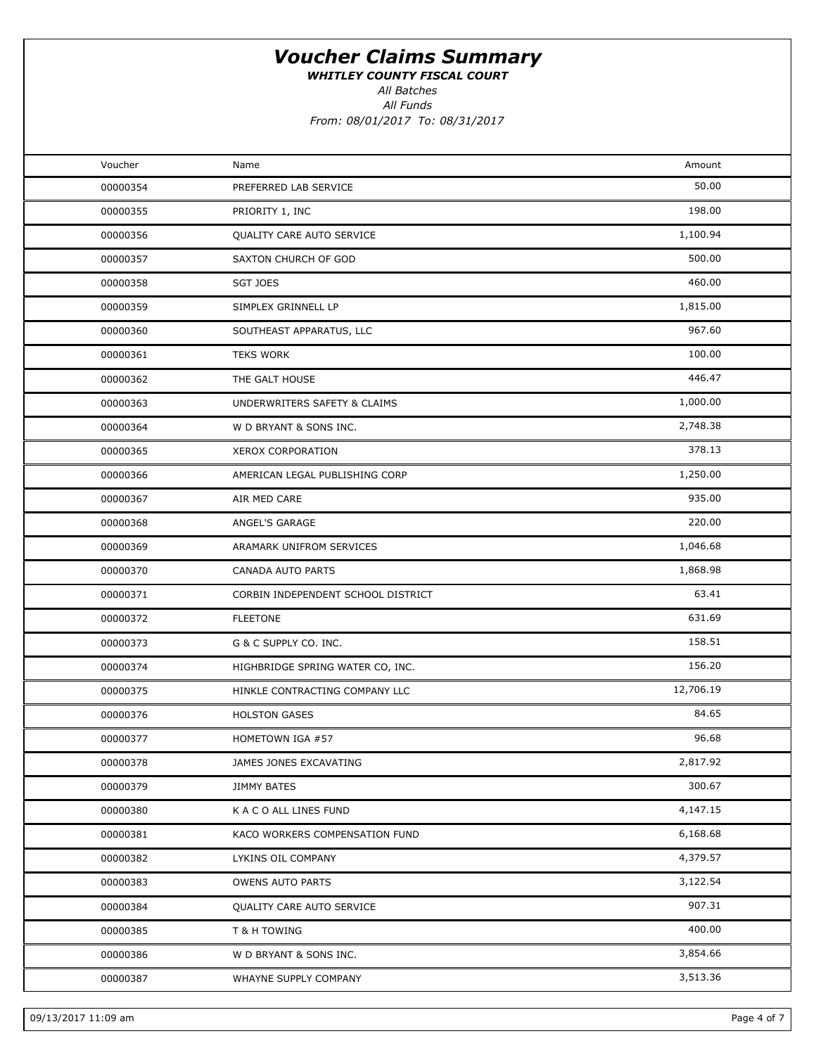# *Voucher Claims Summary*

***WHITLEY COUNTY FISCAL COURT***

*All Batches*

*All Funds*

*From: 08/01/2017 To: 08/31/2017*

| Voucher | Name | Amount |
|---|---|---|
| 00000354 | PREFERRED LAB SERVICE | 50.00 |
| 00000355 | PRIORITY 1, INC | 198.00 |
| 00000356 | QUALITY CARE AUTO SERVICE | 1,100.94 |
| 00000357 | SAXTON CHURCH OF GOD | 500.00 |
| 00000358 | SGT JOES | 460.00 |
| 00000359 | SIMPLEX GRINNELL LP | 1,815.00 |
| 00000360 | SOUTHEAST APPARATUS, LLC | 967.60 |
| 00000361 | TEKS WORK | 100.00 |
| 00000362 | THE GALT HOUSE | 446.47 |
| 00000363 | UNDERWRITERS SAFETY & CLAIMS | 1,000.00 |
| 00000364 | W D BRYANT & SONS INC. | 2,748.38 |
| 00000365 | XEROX CORPORATION | 378.13 |
| 00000366 | AMERICAN LEGAL PUBLISHING CORP | 1,250.00 |
| 00000367 | AIR MED CARE | 935.00 |
| 00000368 | ANGEL'S GARAGE | 220.00 |
| 00000369 | ARAMARK UNIFROM SERVICES | 1,046.68 |
| 00000370 | CANADA AUTO PARTS | 1,868.98 |
| 00000371 | CORBIN INDEPENDENT SCHOOL DISTRICT | 63.41 |
| 00000372 | FLEETONE | 631.69 |
| 00000373 | G & C SUPPLY CO. INC. | 158.51 |
| 00000374 | HIGHBRIDGE SPRING WATER CO, INC. | 156.20 |
| 00000375 | HINKLE CONTRACTING COMPANY LLC | 12,706.19 |
| 00000376 | HOLSTON GASES | 84.65 |
| 00000377 | HOMETOWN IGA #57 | 96.68 |
| 00000378 | JAMES JONES EXCAVATING | 2,817.92 |
| 00000379 | JIMMY BATES | 300.67 |
| 00000380 | K A C O ALL LINES FUND | 4,147.15 |
| 00000381 | KACO WORKERS COMPENSATION FUND | 6,168.68 |
| 00000382 | LYKINS OIL COMPANY | 4,379.57 |
| 00000383 | OWENS AUTO PARTS | 3,122.54 |
| 00000384 | QUALITY CARE AUTO SERVICE | 907.31 |
| 00000385 | T & H TOWING | 400.00 |
| 00000386 | W D BRYANT & SONS INC. | 3,854.66 |
| 00000387 | WHAYNE SUPPLY COMPANY | 3,513.36 |

09/13/2017 11:09 am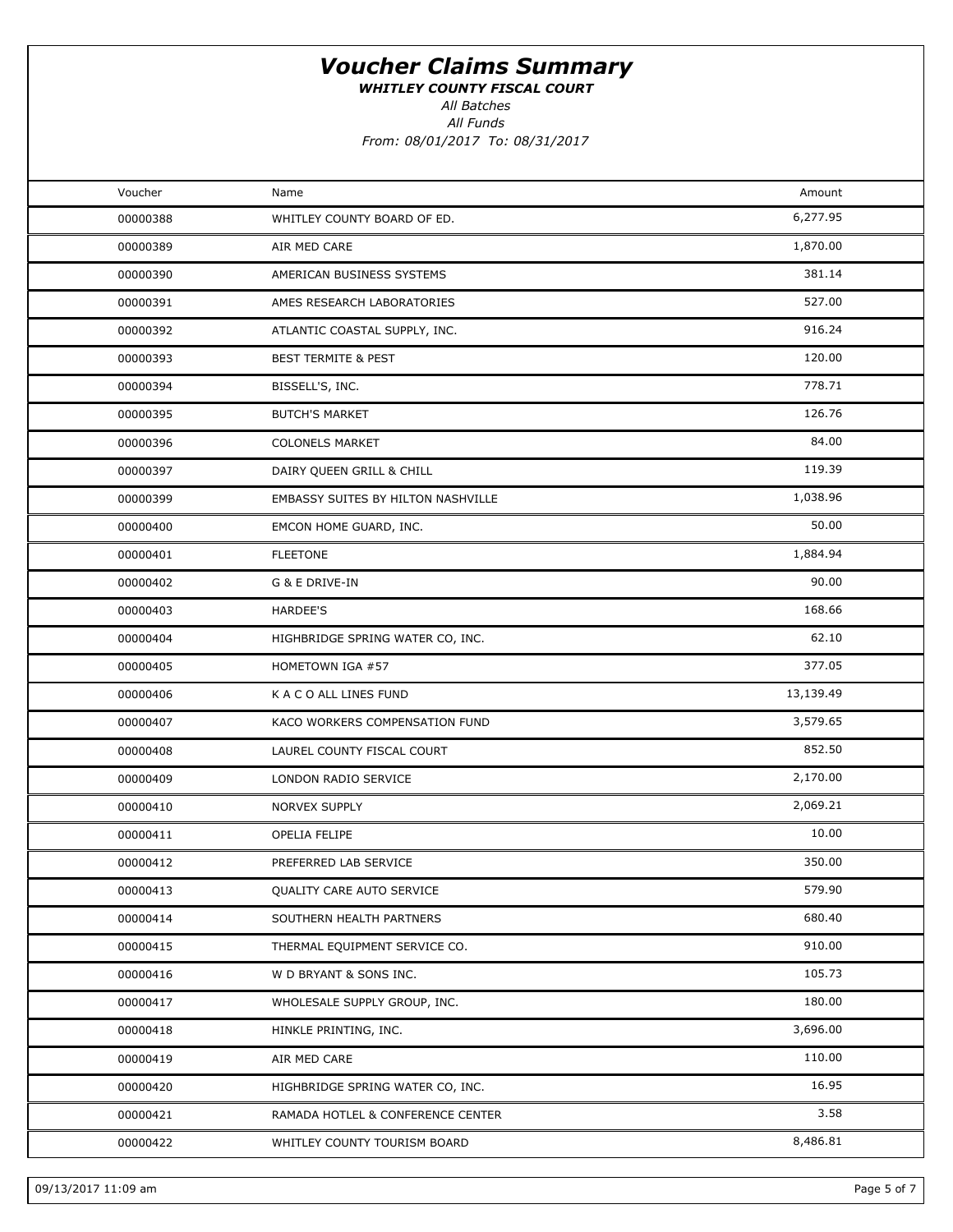# Voucher Claims Summary

***WHITLEY COUNTY FISCAL COURT***

*All Batches*

*All Funds*

*From: 08/01/2017 To: 08/31/2017*

| Voucher | Name | Amount |
|---|---|---|
| 00000388 | WHITLEY COUNTY BOARD OF ED. | 6,277.95 |
| 00000389 | AIR MED CARE | 1,870.00 |
| 00000390 | AMERICAN BUSINESS SYSTEMS | 381.14 |
| 00000391 | AMES RESEARCH LABORATORIES | 527.00 |
| 00000392 | ATLANTIC COASTAL SUPPLY, INC. | 916.24 |
| 00000393 | BEST TERMITE & PEST | 120.00 |
| 00000394 | BISSELL'S, INC. | 778.71 |
| 00000395 | BUTCH'S MARKET | 126.76 |
| 00000396 | COLONELS MARKET | 84.00 |
| 00000397 | DAIRY QUEEN GRILL & CHILL | 119.39 |
| 00000399 | EMBASSY SUITES BY HILTON NASHVILLE | 1,038.96 |
| 00000400 | EMCON HOME GUARD, INC. | 50.00 |
| 00000401 | FLEETONE | 1,884.94 |
| 00000402 | G & E DRIVE-IN | 90.00 |
| 00000403 | HARDEE'S | 168.66 |
| 00000404 | HIGHBRIDGE SPRING WATER CO, INC. | 62.10 |
| 00000405 | HOMETOWN IGA #57 | 377.05 |
| 00000406 | K A C O ALL LINES FUND | 13,139.49 |
| 00000407 | KACO WORKERS COMPENSATION FUND | 3,579.65 |
| 00000408 | LAUREL COUNTY FISCAL COURT | 852.50 |
| 00000409 | LONDON RADIO SERVICE | 2,170.00 |
| 00000410 | NORVEX SUPPLY | 2,069.21 |
| 00000411 | OPELIA FELIPE | 10.00 |
| 00000412 | PREFERRED LAB SERVICE | 350.00 |
| 00000413 | QUALITY CARE AUTO SERVICE | 579.90 |
| 00000414 | SOUTHERN HEALTH PARTNERS | 680.40 |
| 00000415 | THERMAL EQUIPMENT SERVICE CO. | 910.00 |
| 00000416 | W D BRYANT & SONS INC. | 105.73 |
| 00000417 | WHOLESALE SUPPLY GROUP, INC. | 180.00 |
| 00000418 | HINKLE PRINTING, INC. | 3,696.00 |
| 00000419 | AIR MED CARE | 110.00 |
| 00000420 | HIGHBRIDGE SPRING WATER CO, INC. | 16.95 |
| 00000421 | RAMADA HOTLEL & CONFERENCE CENTER | 3.58 |
| 00000422 | WHITLEY COUNTY TOURISM BOARD | 8,486.81 |

09/13/2017 11:09 am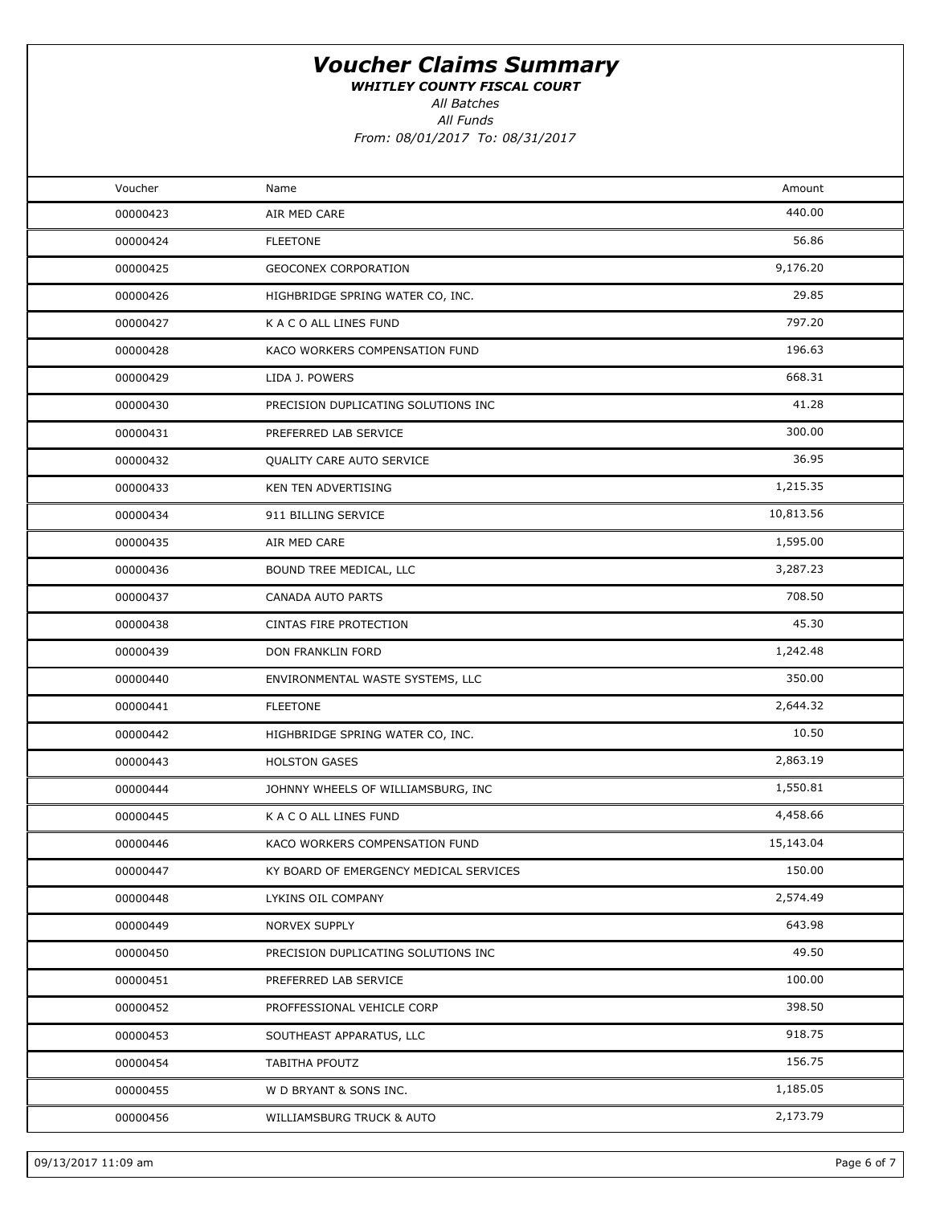# Voucher Claims Summary

***WHITLEY COUNTY FISCAL COURT***

*All Batches*

*All Funds*

*From: 08/01/2017 To: 08/31/2017*

| Voucher | Name | Amount |
|---|---|---|
| 00000423 | AIR MED CARE | 440.00 |
| 00000424 | FLEETONE | 56.86 |
| 00000425 | GEOCONEX CORPORATION | 9,176.20 |
| 00000426 | HIGHBRIDGE SPRING WATER CO, INC. | 29.85 |
| 00000427 | K A C O ALL LINES FUND | 797.20 |
| 00000428 | KACO WORKERS COMPENSATION FUND | 196.63 |
| 00000429 | LIDA J. POWERS | 668.31 |
| 00000430 | PRECISION DUPLICATING SOLUTIONS INC | 41.28 |
| 00000431 | PREFERRED LAB SERVICE | 300.00 |
| 00000432 | QUALITY CARE AUTO SERVICE | 36.95 |
| 00000433 | KEN TEN ADVERTISING | 1,215.35 |
| 00000434 | 911 BILLING SERVICE | 10,813.56 |
| 00000435 | AIR MED CARE | 1,595.00 |
| 00000436 | BOUND TREE MEDICAL, LLC | 3,287.23 |
| 00000437 | CANADA AUTO PARTS | 708.50 |
| 00000438 | CINTAS FIRE PROTECTION | 45.30 |
| 00000439 | DON FRANKLIN FORD | 1,242.48 |
| 00000440 | ENVIRONMENTAL WASTE SYSTEMS, LLC | 350.00 |
| 00000441 | FLEETONE | 2,644.32 |
| 00000442 | HIGHBRIDGE SPRING WATER CO, INC. | 10.50 |
| 00000443 | HOLSTON GASES | 2,863.19 |
| 00000444 | JOHNNY WHEELS OF WILLIAMSBURG, INC | 1,550.81 |
| 00000445 | K A C O ALL LINES FUND | 4,458.66 |
| 00000446 | KACO WORKERS COMPENSATION FUND | 15,143.04 |
| 00000447 | KY BOARD OF EMERGENCY MEDICAL SERVICES | 150.00 |
| 00000448 | LYKINS OIL COMPANY | 2,574.49 |
| 00000449 | NORVEX SUPPLY | 643.98 |
| 00000450 | PRECISION DUPLICATING SOLUTIONS INC | 49.50 |
| 00000451 | PREFERRED LAB SERVICE | 100.00 |
| 00000452 | PROFFESSIONAL VEHICLE CORP | 398.50 |
| 00000453 | SOUTHEAST APPARATUS, LLC | 918.75 |
| 00000454 | TABITHA PFOUTZ | 156.75 |
| 00000455 | W D BRYANT & SONS INC. | 1,185.05 |
| 00000456 | WILLIAMSBURG TRUCK & AUTO | 2,173.79 |

09/13/2017 11:09 am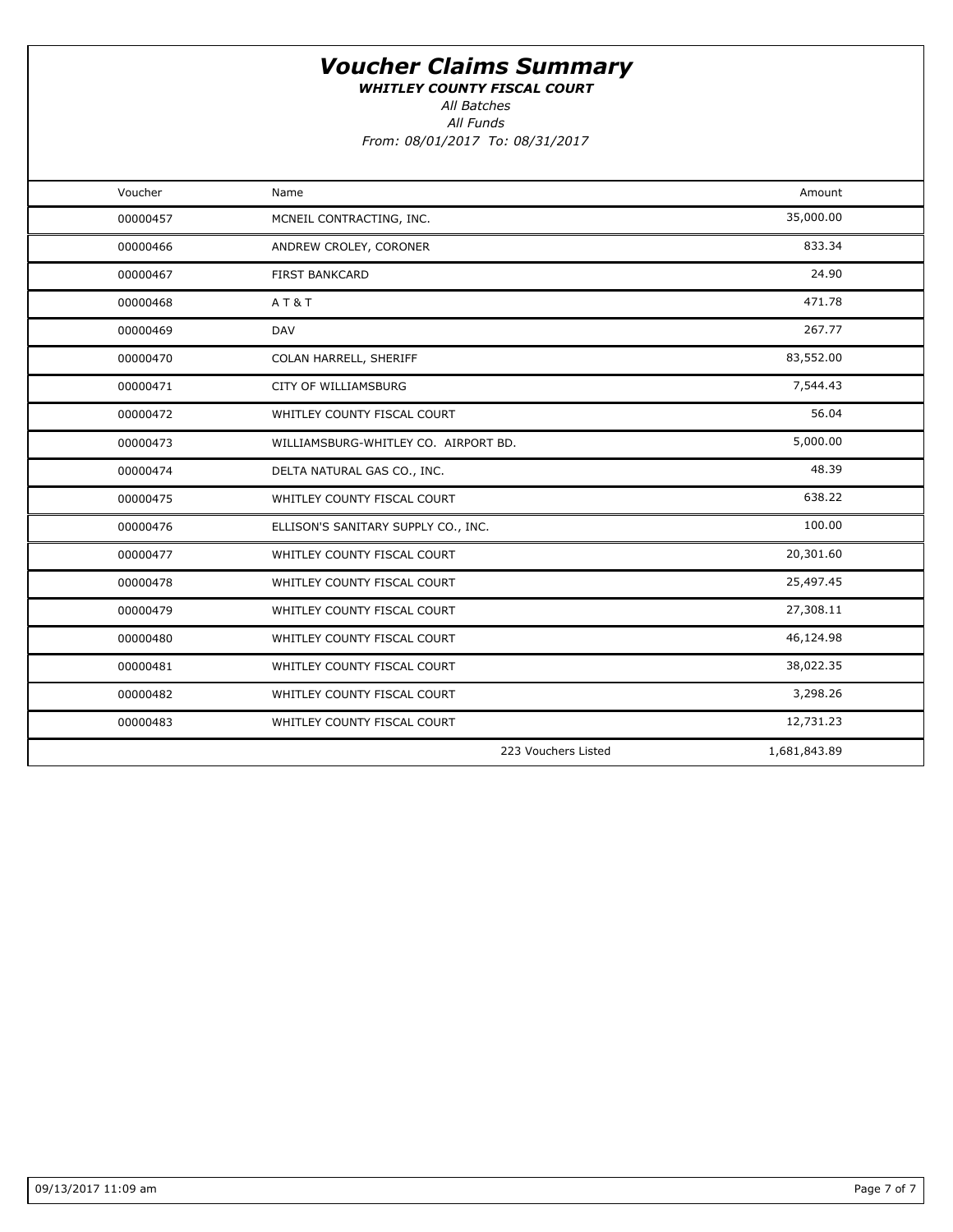# Voucher Claims Summary

***WHITLEY COUNTY FISCAL COURT***

*All Batches*

*All Funds*

*From: 08/01/2017 To: 08/31/2017*

| Voucher | Name | Amount |
|---|---|---|
| 00000457 | MCNEIL CONTRACTING, INC. | 35,000.00 |
| 00000466 | ANDREW CROLEY, CORONER | 833.34 |
| 00000467 | FIRST BANKCARD | 24.90 |
| 00000468 | A T & T | 471.78 |
| 00000469 | DAV | 267.77 |
| 00000470 | COLAN HARRELL, SHERIFF | 83,552.00 |
| 00000471 | CITY OF WILLIAMSBURG | 7,544.43 |
| 00000472 | WHITLEY COUNTY FISCAL COURT | 56.04 |
| 00000473 | WILLIAMSBURG-WHITLEY CO. AIRPORT BD. | 5,000.00 |
| 00000474 | DELTA NATURAL GAS CO., INC. | 48.39 |
| 00000475 | WHITLEY COUNTY FISCAL COURT | 638.22 |
| 00000476 | ELLISON'S SANITARY SUPPLY CO., INC. | 100.00 |
| 00000477 | WHITLEY COUNTY FISCAL COURT | 20,301.60 |
| 00000478 | WHITLEY COUNTY FISCAL COURT | 25,497.45 |
| 00000479 | WHITLEY COUNTY FISCAL COURT | 27,308.11 |
| 00000480 | WHITLEY COUNTY FISCAL COURT | 46,124.98 |
| 00000481 | WHITLEY COUNTY FISCAL COURT | 38,022.35 |
| 00000482 | WHITLEY COUNTY FISCAL COURT | 3,298.26 |
| 00000483 | WHITLEY COUNTY FISCAL COURT | 12,731.23 |
| | 223 Vouchers Listed | 1,681,843.89 |

09/13/2017 11:09 am